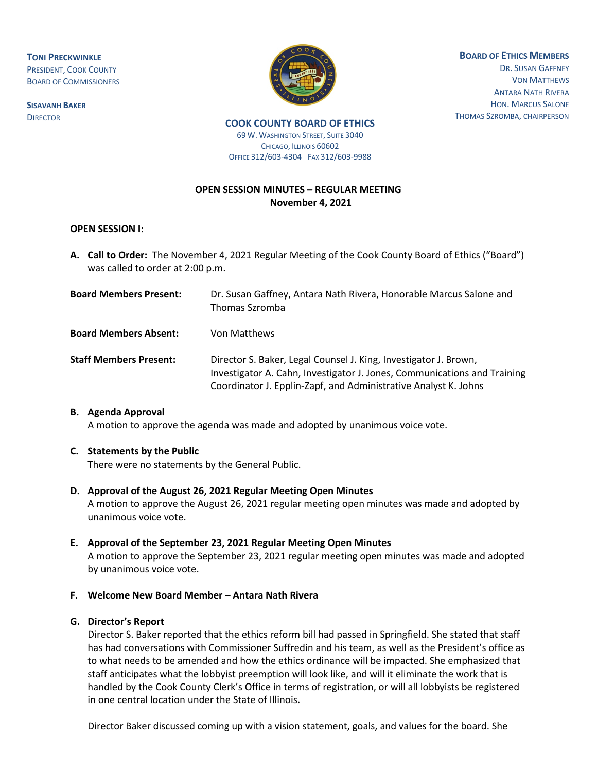**TONI PRECKWINKLE**
PRESIDENT, COOK COUNTY
BOARD OF COMMISSIONERS

**SISAVANH BAKER**
DIRECTOR

**BOARD OF ETHICS MEMBERS**
DR. SUSAN GAFFNEY
VON MATTHEWS
ANTARA NATH RIVERA
HON. MARCUS SALONE
THOMAS SZROMBA, CHAIRPERSON

**COOK COUNTY BOARD OF ETHICS**
69 W. WASHINGTON STREET, SUITE 3040
CHICAGO, ILLINOIS 60602
OFFICE 312/603-4304 FAX 312/603-9988

**OPEN SESSION MINUTES – REGULAR MEETING**
**November 4, 2021**

**OPEN SESSION I:**

**A. Call to Order:** The November 4, 2021 Regular Meeting of the Cook County Board of Ethics ("Board") was called to order at 2:00 p.m.

**Board Members Present:** Dr. Susan Gaffney, Antara Nath Rivera, Honorable Marcus Salone and Thomas Szromba

**Board Members Absent:** Von Matthews

**Staff Members Present:** Director S. Baker, Legal Counsel J. King, Investigator J. Brown, Investigator A. Cahn, Investigator J. Jones, Communications and Training Coordinator J. Epplin-Zapf, and Administrative Analyst K. Johns

**B. Agenda Approval**
A motion to approve the agenda was made and adopted by unanimous voice vote.

**C. Statements by the Public**
There were no statements by the General Public.

**D. Approval of the August 26, 2021 Regular Meeting Open Minutes**
A motion to approve the August 26, 2021 regular meeting open minutes was made and adopted by unanimous voice vote.

**E. Approval of the September 23, 2021 Regular Meeting Open Minutes**
A motion to approve the September 23, 2021 regular meeting open minutes was made and adopted by unanimous voice vote.

**F. Welcome New Board Member – Antara Nath Rivera**

**G. Director's Report**
Director S. Baker reported that the ethics reform bill had passed in Springfield. She stated that staff has had conversations with Commissioner Suffredin and his team, as well as the President's office as to what needs to be amended and how the ethics ordinance will be impacted. She emphasized that staff anticipates what the lobbyist preemption will look like, and will it eliminate the work that is handled by the Cook County Clerk's Office in terms of registration, or will all lobbyists be registered in one central location under the State of Illinois.

Director Baker discussed coming up with a vision statement, goals, and values for the board. She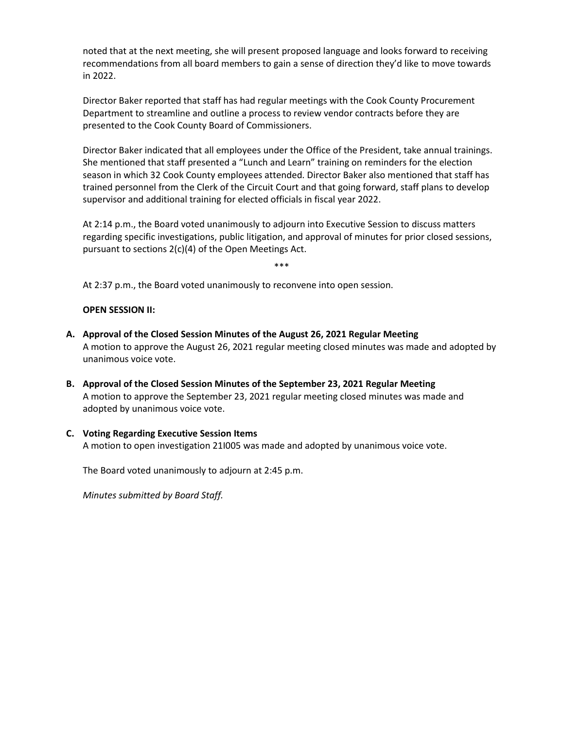noted that at the next meeting, she will present proposed language and looks forward to receiving recommendations from all board members to gain a sense of direction they'd like to move towards in 2022.

Director Baker reported that staff has had regular meetings with the Cook County Procurement Department to streamline and outline a process to review vendor contracts before they are presented to the Cook County Board of Commissioners.

Director Baker indicated that all employees under the Office of the President, take annual trainings. She mentioned that staff presented a "Lunch and Learn" training on reminders for the election season in which 32 Cook County employees attended. Director Baker also mentioned that staff has trained personnel from the Clerk of the Circuit Court and that going forward, staff plans to develop supervisor and additional training for elected officials in fiscal year 2022.

At 2:14 p.m., the Board voted unanimously to adjourn into Executive Session to discuss matters regarding specific investigations, public litigation, and approval of minutes for prior closed sessions, pursuant to sections 2(c)(4) of the Open Meetings Act.

***

At 2:37 p.m., the Board voted unanimously to reconvene into open session.

**OPEN SESSION II:**

**A. Approval of the Closed Session Minutes of the August 26, 2021 Regular Meeting**
A motion to approve the August 26, 2021 regular meeting closed minutes was made and adopted by unanimous voice vote.

**B. Approval of the Closed Session Minutes of the September 23, 2021 Regular Meeting**
A motion to approve the September 23, 2021 regular meeting closed minutes was made and adopted by unanimous voice vote.

**C. Voting Regarding Executive Session Items**
A motion to open investigation 21I005 was made and adopted by unanimous voice vote.

The Board voted unanimously to adjourn at 2:45 p.m.

*Minutes submitted by Board Staff.*